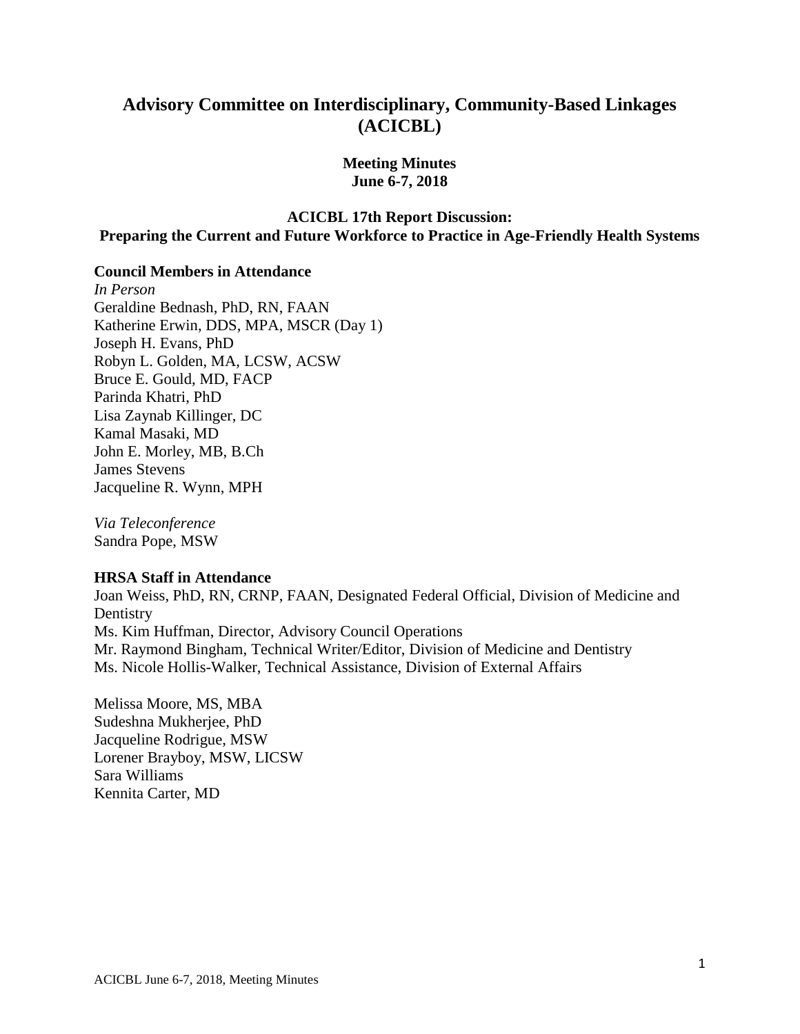# Advisory Committee on Interdisciplinary, Community-Based Linkages (ACICBL)

**Meeting Minutes**
**June 6-7, 2018**

**ACICBL 17th Report Discussion:**
**Preparing the Current and Future Workforce to Practice in Age-Friendly Health Systems**

### Council Members in Attendance

*In Person*
Geraldine Bednash, PhD, RN, FAAN
Katherine Erwin, DDS, MPA, MSCR (Day 1)
Joseph H. Evans, PhD
Robyn L. Golden, MA, LCSW, ACSW
Bruce E. Gould, MD, FACP
Parinda Khatri, PhD
Lisa Zaynab Killinger, DC
Kamal Masaki, MD
John E. Morley, MB, B.Ch
James Stevens
Jacqueline R. Wynn, MPH

*Via Teleconference*
Sandra Pope, MSW

### HRSA Staff in Attendance

Joan Weiss, PhD, RN, CRNP, FAAN, Designated Federal Official, Division of Medicine and Dentistry
Ms. Kim Huffman, Director, Advisory Council Operations
Mr. Raymond Bingham, Technical Writer/Editor, Division of Medicine and Dentistry
Ms. Nicole Hollis-Walker, Technical Assistance, Division of External Affairs

Melissa Moore, MS, MBA
Sudeshna Mukherjee, PhD
Jacqueline Rodrigue, MSW
Lorener Brayboy, MSW, LICSW
Sara Williams
Kennita Carter, MD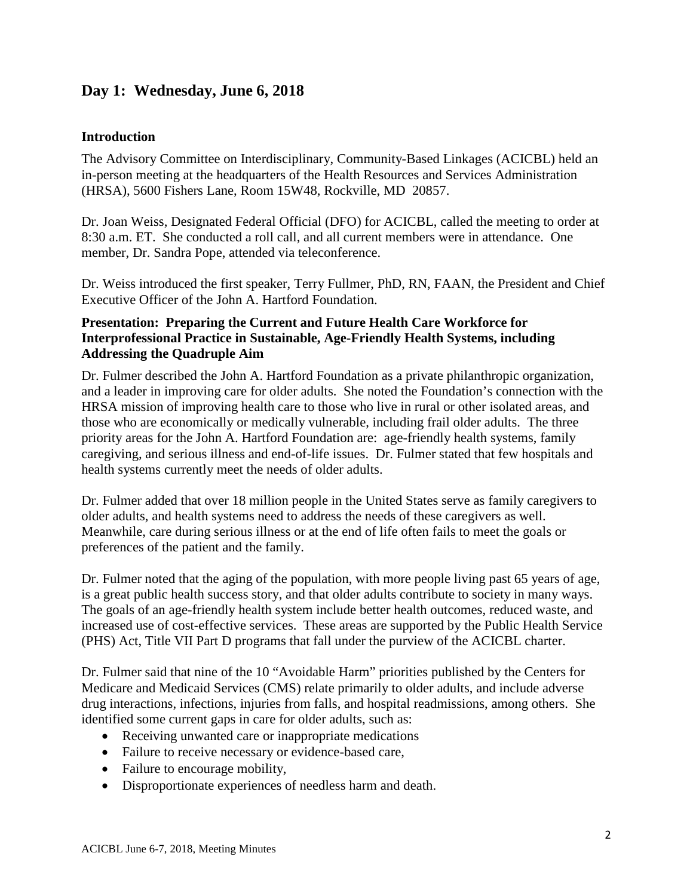## Day 1: Wednesday, June 6, 2018

### Introduction

The Advisory Committee on Interdisciplinary, Community-Based Linkages (ACICBL) held an in-person meeting at the headquarters of the Health Resources and Services Administration (HRSA), 5600 Fishers Lane, Room 15W48, Rockville, MD 20857.

Dr. Joan Weiss, Designated Federal Official (DFO) for ACICBL, called the meeting to order at 8:30 a.m. ET. She conducted a roll call, and all current members were in attendance. One member, Dr. Sandra Pope, attended via teleconference.

Dr. Weiss introduced the first speaker, Terry Fullmer, PhD, RN, FAAN, the President and Chief Executive Officer of the John A. Hartford Foundation.

### Presentation: Preparing the Current and Future Health Care Workforce for Interprofessional Practice in Sustainable, Age-Friendly Health Systems, including Addressing the Quadruple Aim

Dr. Fulmer described the John A. Hartford Foundation as a private philanthropic organization, and a leader in improving care for older adults. She noted the Foundation's connection with the HRSA mission of improving health care to those who live in rural or other isolated areas, and those who are economically or medically vulnerable, including frail older adults. The three priority areas for the John A. Hartford Foundation are: age-friendly health systems, family caregiving, and serious illness and end-of-life issues. Dr. Fulmer stated that few hospitals and health systems currently meet the needs of older adults.

Dr. Fulmer added that over 18 million people in the United States serve as family caregivers to older adults, and health systems need to address the needs of these caregivers as well. Meanwhile, care during serious illness or at the end of life often fails to meet the goals or preferences of the patient and the family.

Dr. Fulmer noted that the aging of the population, with more people living past 65 years of age, is a great public health success story, and that older adults contribute to society in many ways. The goals of an age-friendly health system include better health outcomes, reduced waste, and increased use of cost-effective services. These areas are supported by the Public Health Service (PHS) Act, Title VII Part D programs that fall under the purview of the ACICBL charter.

Dr. Fulmer said that nine of the 10 "Avoidable Harm" priorities published by the Centers for Medicare and Medicaid Services (CMS) relate primarily to older adults, and include adverse drug interactions, infections, injuries from falls, and hospital readmissions, among others. She identified some current gaps in care for older adults, such as:

- Receiving unwanted care or inappropriate medications
- Failure to receive necessary or evidence-based care,
- Failure to encourage mobility,
- Disproportionate experiences of needless harm and death.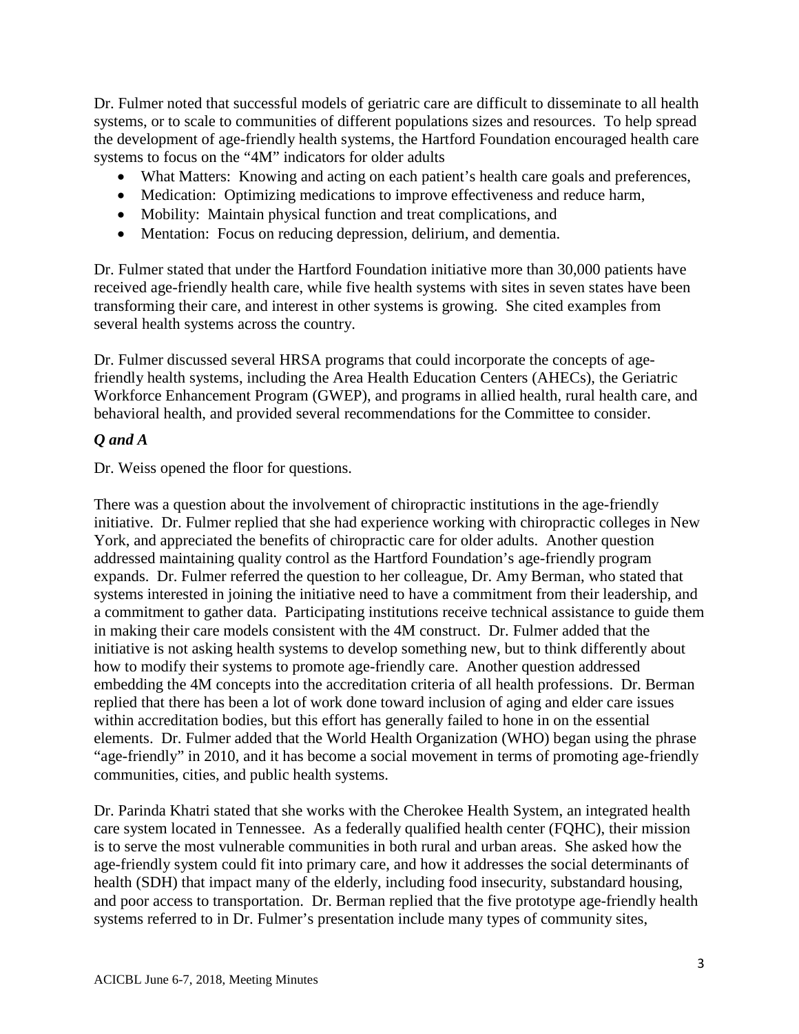Dr. Fulmer noted that successful models of geriatric care are difficult to disseminate to all health systems, or to scale to communities of different populations sizes and resources. To help spread the development of age-friendly health systems, the Hartford Foundation encouraged health care systems to focus on the "4M" indicators for older adults

- What Matters: Knowing and acting on each patient's health care goals and preferences,
- Medication: Optimizing medications to improve effectiveness and reduce harm,
- Mobility: Maintain physical function and treat complications, and
- Mentation: Focus on reducing depression, delirium, and dementia.

Dr. Fulmer stated that under the Hartford Foundation initiative more than 30,000 patients have received age-friendly health care, while five health systems with sites in seven states have been transforming their care, and interest in other systems is growing. She cited examples from several health systems across the country.

Dr. Fulmer discussed several HRSA programs that could incorporate the concepts of age-friendly health systems, including the Area Health Education Centers (AHECs), the Geriatric Workforce Enhancement Program (GWEP), and programs in allied health, rural health care, and behavioral health, and provided several recommendations for the Committee to consider.

### *Q and A*

Dr. Weiss opened the floor for questions.

There was a question about the involvement of chiropractic institutions in the age-friendly initiative. Dr. Fulmer replied that she had experience working with chiropractic colleges in New York, and appreciated the benefits of chiropractic care for older adults. Another question addressed maintaining quality control as the Hartford Foundation's age-friendly program expands. Dr. Fulmer referred the question to her colleague, Dr. Amy Berman, who stated that systems interested in joining the initiative need to have a commitment from their leadership, and a commitment to gather data. Participating institutions receive technical assistance to guide them in making their care models consistent with the 4M construct. Dr. Fulmer added that the initiative is not asking health systems to develop something new, but to think differently about how to modify their systems to promote age-friendly care. Another question addressed embedding the 4M concepts into the accreditation criteria of all health professions. Dr. Berman replied that there has been a lot of work done toward inclusion of aging and elder care issues within accreditation bodies, but this effort has generally failed to hone in on the essential elements. Dr. Fulmer added that the World Health Organization (WHO) began using the phrase "age-friendly" in 2010, and it has become a social movement in terms of promoting age-friendly communities, cities, and public health systems.

Dr. Parinda Khatri stated that she works with the Cherokee Health System, an integrated health care system located in Tennessee. As a federally qualified health center (FQHC), their mission is to serve the most vulnerable communities in both rural and urban areas. She asked how the age-friendly system could fit into primary care, and how it addresses the social determinants of health (SDH) that impact many of the elderly, including food insecurity, substandard housing, and poor access to transportation. Dr. Berman replied that the five prototype age-friendly health systems referred to in Dr. Fulmer's presentation include many types of community sites,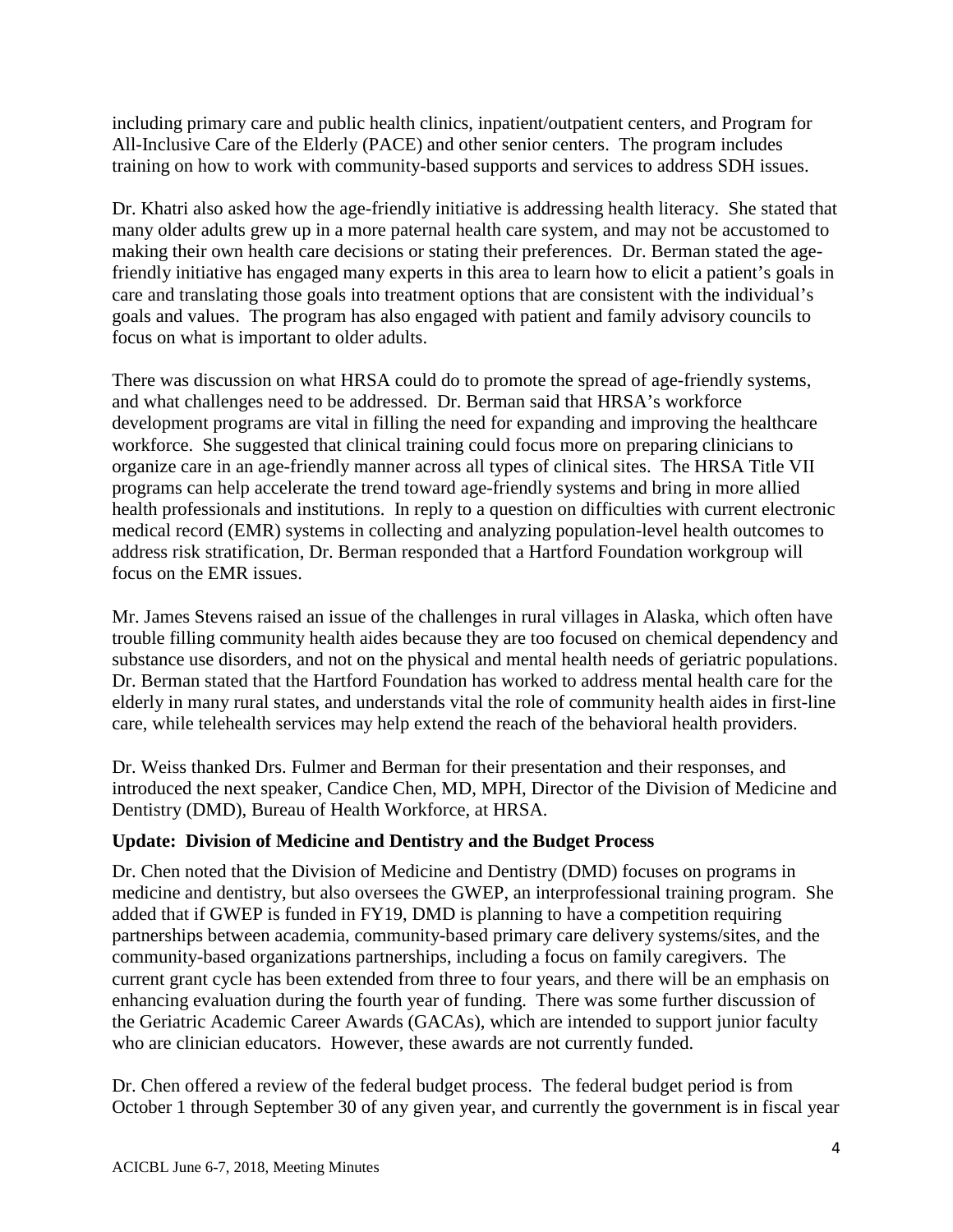including primary care and public health clinics, inpatient/outpatient centers, and Program for All-Inclusive Care of the Elderly (PACE) and other senior centers. The program includes training on how to work with community-based supports and services to address SDH issues.

Dr. Khatri also asked how the age-friendly initiative is addressing health literacy. She stated that many older adults grew up in a more paternal health care system, and may not be accustomed to making their own health care decisions or stating their preferences. Dr. Berman stated the age-friendly initiative has engaged many experts in this area to learn how to elicit a patient's goals in care and translating those goals into treatment options that are consistent with the individual's goals and values. The program has also engaged with patient and family advisory councils to focus on what is important to older adults.

There was discussion on what HRSA could do to promote the spread of age-friendly systems, and what challenges need to be addressed. Dr. Berman said that HRSA's workforce development programs are vital in filling the need for expanding and improving the healthcare workforce. She suggested that clinical training could focus more on preparing clinicians to organize care in an age-friendly manner across all types of clinical sites. The HRSA Title VII programs can help accelerate the trend toward age-friendly systems and bring in more allied health professionals and institutions. In reply to a question on difficulties with current electronic medical record (EMR) systems in collecting and analyzing population-level health outcomes to address risk stratification, Dr. Berman responded that a Hartford Foundation workgroup will focus on the EMR issues.

Mr. James Stevens raised an issue of the challenges in rural villages in Alaska, which often have trouble filling community health aides because they are too focused on chemical dependency and substance use disorders, and not on the physical and mental health needs of geriatric populations. Dr. Berman stated that the Hartford Foundation has worked to address mental health care for the elderly in many rural states, and understands vital the role of community health aides in first-line care, while telehealth services may help extend the reach of the behavioral health providers.

Dr. Weiss thanked Drs. Fulmer and Berman for their presentation and their responses, and introduced the next speaker, Candice Chen, MD, MPH, Director of the Division of Medicine and Dentistry (DMD), Bureau of Health Workforce, at HRSA.

### Update: Division of Medicine and Dentistry and the Budget Process

Dr. Chen noted that the Division of Medicine and Dentistry (DMD) focuses on programs in medicine and dentistry, but also oversees the GWEP, an interprofessional training program. She added that if GWEP is funded in FY19, DMD is planning to have a competition requiring partnerships between academia, community-based primary care delivery systems/sites, and the community-based organizations partnerships, including a focus on family caregivers. The current grant cycle has been extended from three to four years, and there will be an emphasis on enhancing evaluation during the fourth year of funding. There was some further discussion of the Geriatric Academic Career Awards (GACAs), which are intended to support junior faculty who are clinician educators. However, these awards are not currently funded.

Dr. Chen offered a review of the federal budget process. The federal budget period is from October 1 through September 30 of any given year, and currently the government is in fiscal year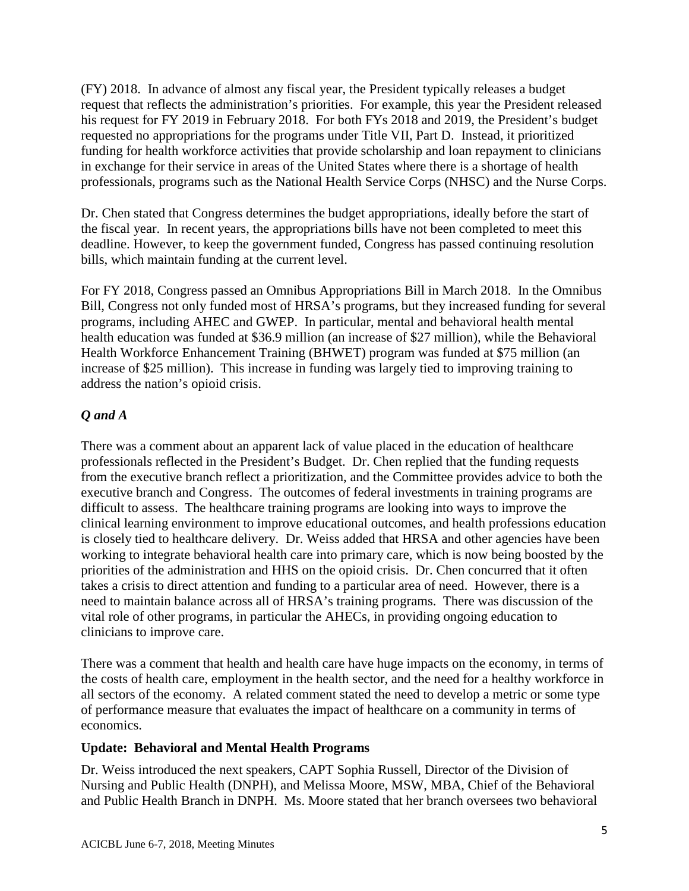(FY) 2018. In advance of almost any fiscal year, the President typically releases a budget request that reflects the administration's priorities. For example, this year the President released his request for FY 2019 in February 2018. For both FYs 2018 and 2019, the President's budget requested no appropriations for the programs under Title VII, Part D. Instead, it prioritized funding for health workforce activities that provide scholarship and loan repayment to clinicians in exchange for their service in areas of the United States where there is a shortage of health professionals, programs such as the National Health Service Corps (NHSC) and the Nurse Corps.

Dr. Chen stated that Congress determines the budget appropriations, ideally before the start of the fiscal year. In recent years, the appropriations bills have not been completed to meet this deadline. However, to keep the government funded, Congress has passed continuing resolution bills, which maintain funding at the current level.

For FY 2018, Congress passed an Omnibus Appropriations Bill in March 2018. In the Omnibus Bill, Congress not only funded most of HRSA's programs, but they increased funding for several programs, including AHEC and GWEP. In particular, mental and behavioral health mental health education was funded at $36.9 million (an increase of $27 million), while the Behavioral Health Workforce Enhancement Training (BHWET) program was funded at $75 million (an increase of $25 million). This increase in funding was largely tied to improving training to address the nation's opioid crisis.

### *Q and A*

There was a comment about an apparent lack of value placed in the education of healthcare professionals reflected in the President's Budget. Dr. Chen replied that the funding requests from the executive branch reflect a prioritization, and the Committee provides advice to both the executive branch and Congress. The outcomes of federal investments in training programs are difficult to assess. The healthcare training programs are looking into ways to improve the clinical learning environment to improve educational outcomes, and health professions education is closely tied to healthcare delivery. Dr. Weiss added that HRSA and other agencies have been working to integrate behavioral health care into primary care, which is now being boosted by the priorities of the administration and HHS on the opioid crisis. Dr. Chen concurred that it often takes a crisis to direct attention and funding to a particular area of need. However, there is a need to maintain balance across all of HRSA's training programs. There was discussion of the vital role of other programs, in particular the AHECs, in providing ongoing education to clinicians to improve care.

There was a comment that health and health care have huge impacts on the economy, in terms of the costs of health care, employment in the health sector, and the need for a healthy workforce in all sectors of the economy. A related comment stated the need to develop a metric or some type of performance measure that evaluates the impact of healthcare on a community in terms of economics.

### **Update: Behavioral and Mental Health Programs**

Dr. Weiss introduced the next speakers, CAPT Sophia Russell, Director of the Division of Nursing and Public Health (DNPH), and Melissa Moore, MSW, MBA, Chief of the Behavioral and Public Health Branch in DNPH. Ms. Moore stated that her branch oversees two behavioral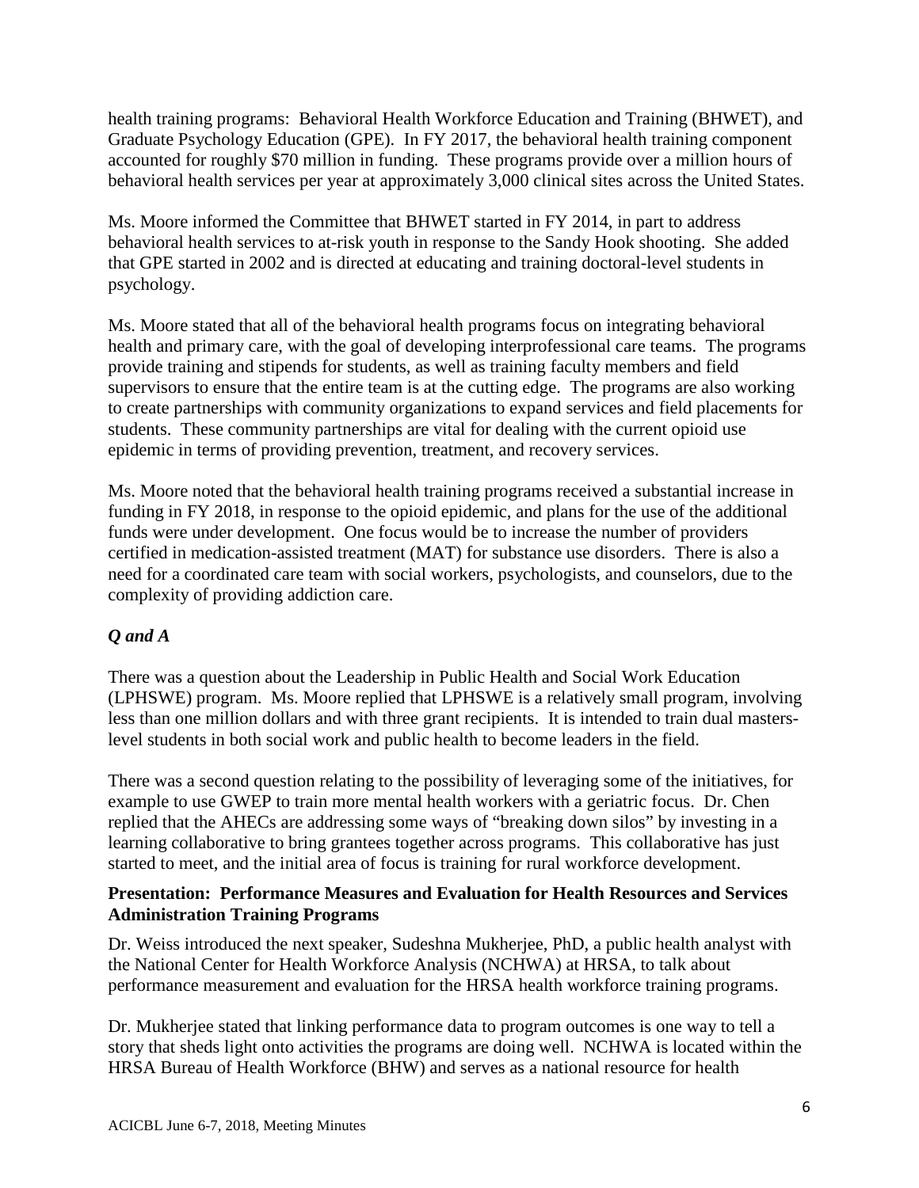health training programs: Behavioral Health Workforce Education and Training (BHWET), and Graduate Psychology Education (GPE). In FY 2017, the behavioral health training component accounted for roughly $70 million in funding. These programs provide over a million hours of behavioral health services per year at approximately 3,000 clinical sites across the United States.

Ms. Moore informed the Committee that BHWET started in FY 2014, in part to address behavioral health services to at-risk youth in response to the Sandy Hook shooting. She added that GPE started in 2002 and is directed at educating and training doctoral-level students in psychology.

Ms. Moore stated that all of the behavioral health programs focus on integrating behavioral health and primary care, with the goal of developing interprofessional care teams. The programs provide training and stipends for students, as well as training faculty members and field supervisors to ensure that the entire team is at the cutting edge. The programs are also working to create partnerships with community organizations to expand services and field placements for students. These community partnerships are vital for dealing with the current opioid use epidemic in terms of providing prevention, treatment, and recovery services.

Ms. Moore noted that the behavioral health training programs received a substantial increase in funding in FY 2018, in response to the opioid epidemic, and plans for the use of the additional funds were under development. One focus would be to increase the number of providers certified in medication-assisted treatment (MAT) for substance use disorders. There is also a need for a coordinated care team with social workers, psychologists, and counselors, due to the complexity of providing addiction care.

### *Q and A*

There was a question about the Leadership in Public Health and Social Work Education (LPHSWE) program. Ms. Moore replied that LPHSWE is a relatively small program, involving less than one million dollars and with three grant recipients. It is intended to train dual masters-level students in both social work and public health to become leaders in the field.

There was a second question relating to the possibility of leveraging some of the initiatives, for example to use GWEP to train more mental health workers with a geriatric focus. Dr. Chen replied that the AHECs are addressing some ways of "breaking down silos" by investing in a learning collaborative to bring grantees together across programs. This collaborative has just started to meet, and the initial area of focus is training for rural workforce development.

### Presentation: Performance Measures and Evaluation for Health Resources and Services Administration Training Programs

Dr. Weiss introduced the next speaker, Sudeshna Mukherjee, PhD, a public health analyst with the National Center for Health Workforce Analysis (NCHWA) at HRSA, to talk about performance measurement and evaluation for the HRSA health workforce training programs.

Dr. Mukherjee stated that linking performance data to program outcomes is one way to tell a story that sheds light onto activities the programs are doing well. NCHWA is located within the HRSA Bureau of Health Workforce (BHW) and serves as a national resource for health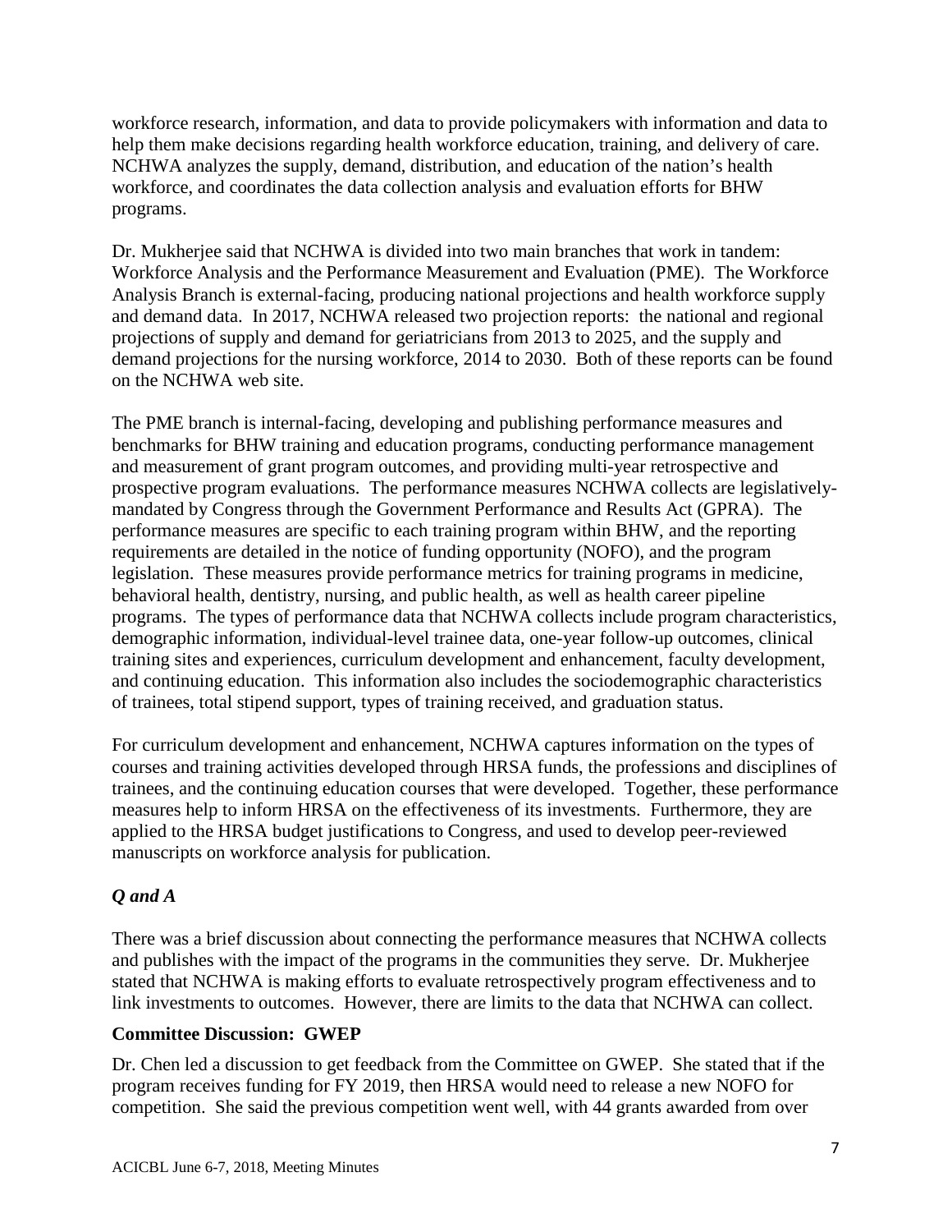workforce research, information, and data to provide policymakers with information and data to help them make decisions regarding health workforce education, training, and delivery of care. NCHWA analyzes the supply, demand, distribution, and education of the nation's health workforce, and coordinates the data collection analysis and evaluation efforts for BHW programs.

Dr. Mukherjee said that NCHWA is divided into two main branches that work in tandem: Workforce Analysis and the Performance Measurement and Evaluation (PME). The Workforce Analysis Branch is external-facing, producing national projections and health workforce supply and demand data. In 2017, NCHWA released two projection reports: the national and regional projections of supply and demand for geriatricians from 2013 to 2025, and the supply and demand projections for the nursing workforce, 2014 to 2030. Both of these reports can be found on the NCHWA web site.

The PME branch is internal-facing, developing and publishing performance measures and benchmarks for BHW training and education programs, conducting performance management and measurement of grant program outcomes, and providing multi-year retrospective and prospective program evaluations. The performance measures NCHWA collects are legislatively-mandated by Congress through the Government Performance and Results Act (GPRA). The performance measures are specific to each training program within BHW, and the reporting requirements are detailed in the notice of funding opportunity (NOFO), and the program legislation. These measures provide performance metrics for training programs in medicine, behavioral health, dentistry, nursing, and public health, as well as health career pipeline programs. The types of performance data that NCHWA collects include program characteristics, demographic information, individual-level trainee data, one-year follow-up outcomes, clinical training sites and experiences, curriculum development and enhancement, faculty development, and continuing education. This information also includes the sociodemographic characteristics of trainees, total stipend support, types of training received, and graduation status.

For curriculum development and enhancement, NCHWA captures information on the types of courses and training activities developed through HRSA funds, the professions and disciplines of trainees, and the continuing education courses that were developed. Together, these performance measures help to inform HRSA on the effectiveness of its investments. Furthermore, they are applied to the HRSA budget justifications to Congress, and used to develop peer-reviewed manuscripts on workforce analysis for publication.

### *Q and A*

There was a brief discussion about connecting the performance measures that NCHWA collects and publishes with the impact of the programs in the communities they serve. Dr. Mukherjee stated that NCHWA is making efforts to evaluate retrospectively program effectiveness and to link investments to outcomes. However, there are limits to the data that NCHWA can collect.

### **Committee Discussion: GWEP**

Dr. Chen led a discussion to get feedback from the Committee on GWEP. She stated that if the program receives funding for FY 2019, then HRSA would need to release a new NOFO for competition. She said the previous competition went well, with 44 grants awarded from over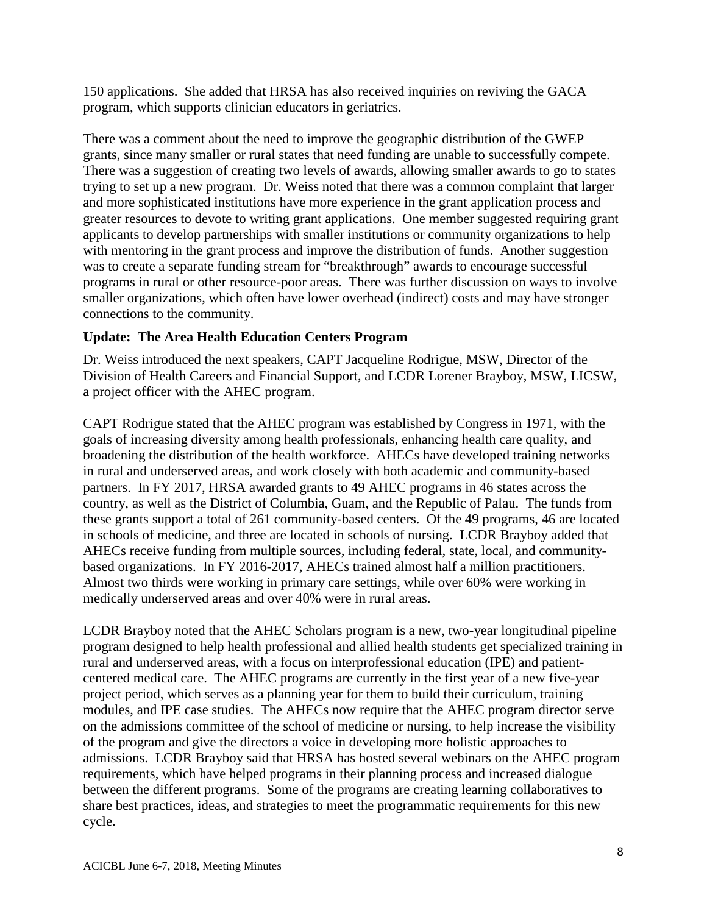150 applications. She added that HRSA has also received inquiries on reviving the GACA program, which supports clinician educators in geriatrics.

There was a comment about the need to improve the geographic distribution of the GWEP grants, since many smaller or rural states that need funding are unable to successfully compete. There was a suggestion of creating two levels of awards, allowing smaller awards to go to states trying to set up a new program. Dr. Weiss noted that there was a common complaint that larger and more sophisticated institutions have more experience in the grant application process and greater resources to devote to writing grant applications. One member suggested requiring grant applicants to develop partnerships with smaller institutions or community organizations to help with mentoring in the grant process and improve the distribution of funds. Another suggestion was to create a separate funding stream for "breakthrough" awards to encourage successful programs in rural or other resource-poor areas. There was further discussion on ways to involve smaller organizations, which often have lower overhead (indirect) costs and may have stronger connections to the community.

**Update: The Area Health Education Centers Program**

Dr. Weiss introduced the next speakers, CAPT Jacqueline Rodrigue, MSW, Director of the Division of Health Careers and Financial Support, and LCDR Lorener Brayboy, MSW, LICSW, a project officer with the AHEC program.

CAPT Rodrigue stated that the AHEC program was established by Congress in 1971, with the goals of increasing diversity among health professionals, enhancing health care quality, and broadening the distribution of the health workforce. AHECs have developed training networks in rural and underserved areas, and work closely with both academic and community-based partners. In FY 2017, HRSA awarded grants to 49 AHEC programs in 46 states across the country, as well as the District of Columbia, Guam, and the Republic of Palau. The funds from these grants support a total of 261 community-based centers. Of the 49 programs, 46 are located in schools of medicine, and three are located in schools of nursing. LCDR Brayboy added that AHECs receive funding from multiple sources, including federal, state, local, and community-based organizations. In FY 2016-2017, AHECs trained almost half a million practitioners. Almost two thirds were working in primary care settings, while over 60% were working in medically underserved areas and over 40% were in rural areas.

LCDR Brayboy noted that the AHEC Scholars program is a new, two-year longitudinal pipeline program designed to help health professional and allied health students get specialized training in rural and underserved areas, with a focus on interprofessional education (IPE) and patient-centered medical care. The AHEC programs are currently in the first year of a new five-year project period, which serves as a planning year for them to build their curriculum, training modules, and IPE case studies. The AHECs now require that the AHEC program director serve on the admissions committee of the school of medicine or nursing, to help increase the visibility of the program and give the directors a voice in developing more holistic approaches to admissions. LCDR Brayboy said that HRSA has hosted several webinars on the AHEC program requirements, which have helped programs in their planning process and increased dialogue between the different programs. Some of the programs are creating learning collaboratives to share best practices, ideas, and strategies to meet the programmatic requirements for this new cycle.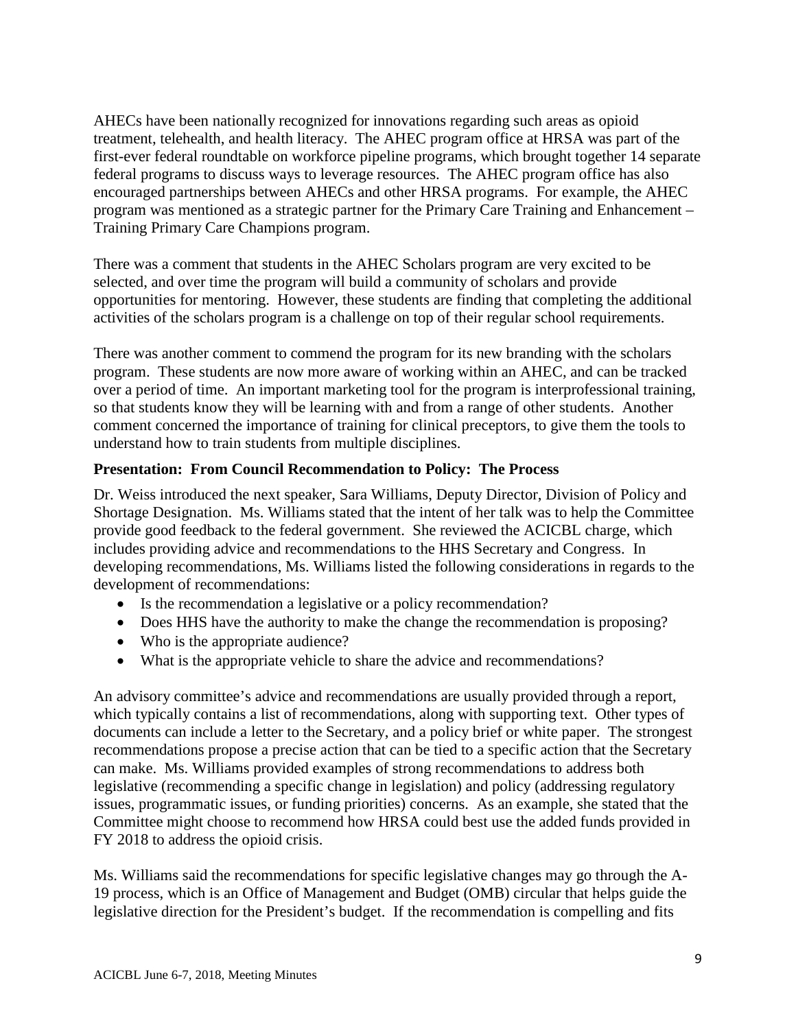AHECs have been nationally recognized for innovations regarding such areas as opioid treatment, telehealth, and health literacy. The AHEC program office at HRSA was part of the first-ever federal roundtable on workforce pipeline programs, which brought together 14 separate federal programs to discuss ways to leverage resources. The AHEC program office has also encouraged partnerships between AHECs and other HRSA programs. For example, the AHEC program was mentioned as a strategic partner for the Primary Care Training and Enhancement – Training Primary Care Champions program.

There was a comment that students in the AHEC Scholars program are very excited to be selected, and over time the program will build a community of scholars and provide opportunities for mentoring. However, these students are finding that completing the additional activities of the scholars program is a challenge on top of their regular school requirements.

There was another comment to commend the program for its new branding with the scholars program. These students are now more aware of working within an AHEC, and can be tracked over a period of time. An important marketing tool for the program is interprofessional training, so that students know they will be learning with and from a range of other students. Another comment concerned the importance of training for clinical preceptors, to give them the tools to understand how to train students from multiple disciplines.

**Presentation: From Council Recommendation to Policy: The Process**

Dr. Weiss introduced the next speaker, Sara Williams, Deputy Director, Division of Policy and Shortage Designation. Ms. Williams stated that the intent of her talk was to help the Committee provide good feedback to the federal government. She reviewed the ACICBL charge, which includes providing advice and recommendations to the HHS Secretary and Congress. In developing recommendations, Ms. Williams listed the following considerations in regards to the development of recommendations:

- Is the recommendation a legislative or a policy recommendation?
- Does HHS have the authority to make the change the recommendation is proposing?
- Who is the appropriate audience?
- What is the appropriate vehicle to share the advice and recommendations?

An advisory committee's advice and recommendations are usually provided through a report, which typically contains a list of recommendations, along with supporting text. Other types of documents can include a letter to the Secretary, and a policy brief or white paper. The strongest recommendations propose a precise action that can be tied to a specific action that the Secretary can make. Ms. Williams provided examples of strong recommendations to address both legislative (recommending a specific change in legislation) and policy (addressing regulatory issues, programmatic issues, or funding priorities) concerns. As an example, she stated that the Committee might choose to recommend how HRSA could best use the added funds provided in FY 2018 to address the opioid crisis.

Ms. Williams said the recommendations for specific legislative changes may go through the A-19 process, which is an Office of Management and Budget (OMB) circular that helps guide the legislative direction for the President's budget. If the recommendation is compelling and fits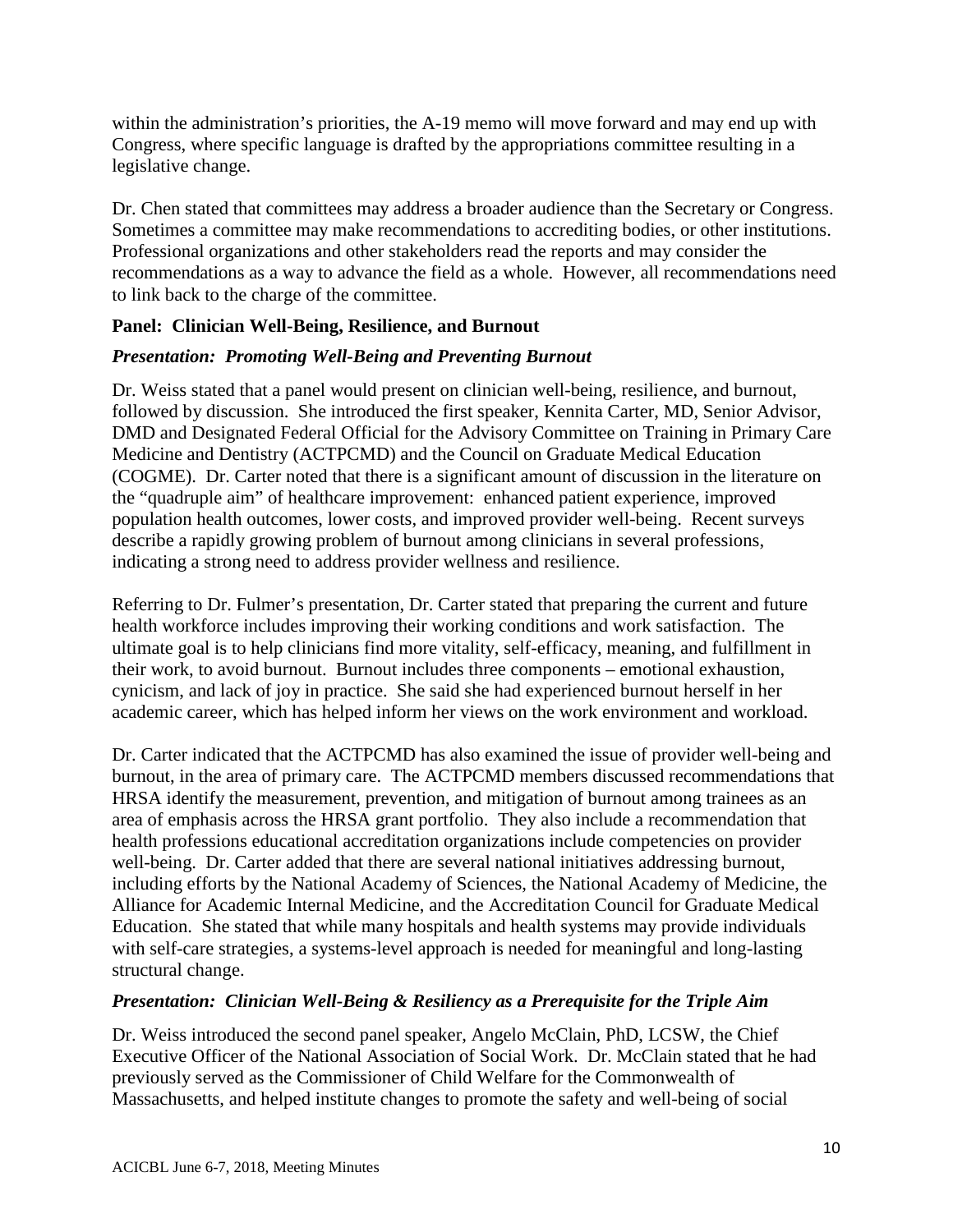within the administration's priorities, the A-19 memo will move forward and may end up with Congress, where specific language is drafted by the appropriations committee resulting in a legislative change.

Dr. Chen stated that committees may address a broader audience than the Secretary or Congress. Sometimes a committee may make recommendations to accrediting bodies, or other institutions. Professional organizations and other stakeholders read the reports and may consider the recommendations as a way to advance the field as a whole. However, all recommendations need to link back to the charge of the committee.

**Panel: Clinician Well-Being, Resilience, and Burnout**

***Presentation: Promoting Well-Being and Preventing Burnout***

Dr. Weiss stated that a panel would present on clinician well-being, resilience, and burnout, followed by discussion. She introduced the first speaker, Kennita Carter, MD, Senior Advisor, DMD and Designated Federal Official for the Advisory Committee on Training in Primary Care Medicine and Dentistry (ACTPCMD) and the Council on Graduate Medical Education (COGME). Dr. Carter noted that there is a significant amount of discussion in the literature on the "quadruple aim" of healthcare improvement: enhanced patient experience, improved population health outcomes, lower costs, and improved provider well-being. Recent surveys describe a rapidly growing problem of burnout among clinicians in several professions, indicating a strong need to address provider wellness and resilience.

Referring to Dr. Fulmer's presentation, Dr. Carter stated that preparing the current and future health workforce includes improving their working conditions and work satisfaction. The ultimate goal is to help clinicians find more vitality, self-efficacy, meaning, and fulfillment in their work, to avoid burnout. Burnout includes three components – emotional exhaustion, cynicism, and lack of joy in practice. She said she had experienced burnout herself in her academic career, which has helped inform her views on the work environment and workload.

Dr. Carter indicated that the ACTPCMD has also examined the issue of provider well-being and burnout, in the area of primary care. The ACTPCMD members discussed recommendations that HRSA identify the measurement, prevention, and mitigation of burnout among trainees as an area of emphasis across the HRSA grant portfolio. They also include a recommendation that health professions educational accreditation organizations include competencies on provider well-being. Dr. Carter added that there are several national initiatives addressing burnout, including efforts by the National Academy of Sciences, the National Academy of Medicine, the Alliance for Academic Internal Medicine, and the Accreditation Council for Graduate Medical Education. She stated that while many hospitals and health systems may provide individuals with self-care strategies, a systems-level approach is needed for meaningful and long-lasting structural change.

***Presentation: Clinician Well-Being & Resiliency as a Prerequisite for the Triple Aim***

Dr. Weiss introduced the second panel speaker, Angelo McClain, PhD, LCSW, the Chief Executive Officer of the National Association of Social Work. Dr. McClain stated that he had previously served as the Commissioner of Child Welfare for the Commonwealth of Massachusetts, and helped institute changes to promote the safety and well-being of social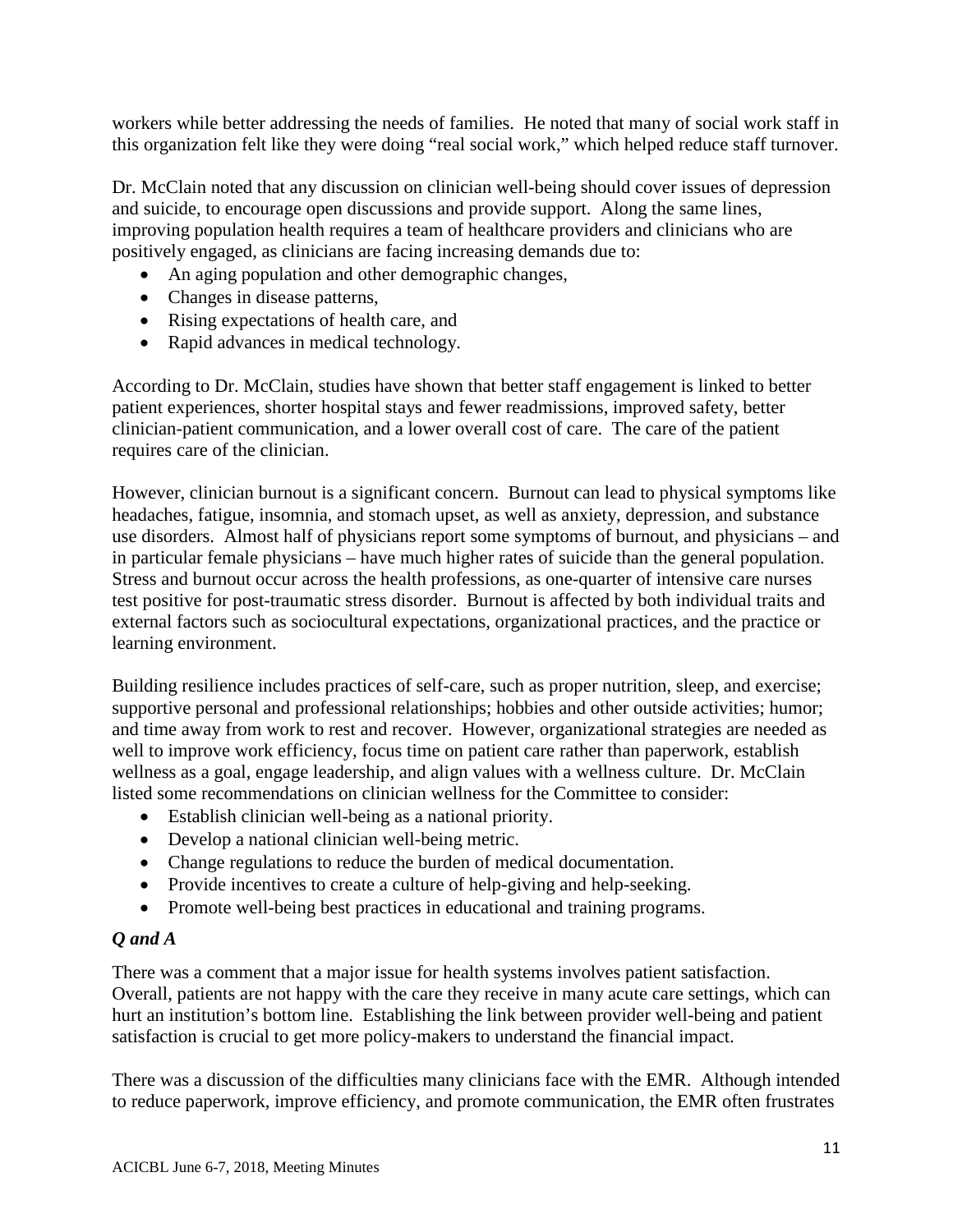workers while better addressing the needs of families. He noted that many of social work staff in this organization felt like they were doing "real social work," which helped reduce staff turnover.

Dr. McClain noted that any discussion on clinician well-being should cover issues of depression and suicide, to encourage open discussions and provide support. Along the same lines, improving population health requires a team of healthcare providers and clinicians who are positively engaged, as clinicians are facing increasing demands due to:

- An aging population and other demographic changes,
- Changes in disease patterns,
- Rising expectations of health care, and
- Rapid advances in medical technology.

According to Dr. McClain, studies have shown that better staff engagement is linked to better patient experiences, shorter hospital stays and fewer readmissions, improved safety, better clinician-patient communication, and a lower overall cost of care. The care of the patient requires care of the clinician.

However, clinician burnout is a significant concern. Burnout can lead to physical symptoms like headaches, fatigue, insomnia, and stomach upset, as well as anxiety, depression, and substance use disorders. Almost half of physicians report some symptoms of burnout, and physicians – and in particular female physicians – have much higher rates of suicide than the general population. Stress and burnout occur across the health professions, as one-quarter of intensive care nurses test positive for post-traumatic stress disorder. Burnout is affected by both individual traits and external factors such as sociocultural expectations, organizational practices, and the practice or learning environment.

Building resilience includes practices of self-care, such as proper nutrition, sleep, and exercise; supportive personal and professional relationships; hobbies and other outside activities; humor; and time away from work to rest and recover. However, organizational strategies are needed as well to improve work efficiency, focus time on patient care rather than paperwork, establish wellness as a goal, engage leadership, and align values with a wellness culture. Dr. McClain listed some recommendations on clinician wellness for the Committee to consider:

- Establish clinician well-being as a national priority.
- Develop a national clinician well-being metric.
- Change regulations to reduce the burden of medical documentation.
- Provide incentives to create a culture of help-giving and help-seeking.
- Promote well-being best practices in educational and training programs.

### *Q and A*

There was a comment that a major issue for health systems involves patient satisfaction. Overall, patients are not happy with the care they receive in many acute care settings, which can hurt an institution's bottom line. Establishing the link between provider well-being and patient satisfaction is crucial to get more policy-makers to understand the financial impact.

There was a discussion of the difficulties many clinicians face with the EMR. Although intended to reduce paperwork, improve efficiency, and promote communication, the EMR often frustrates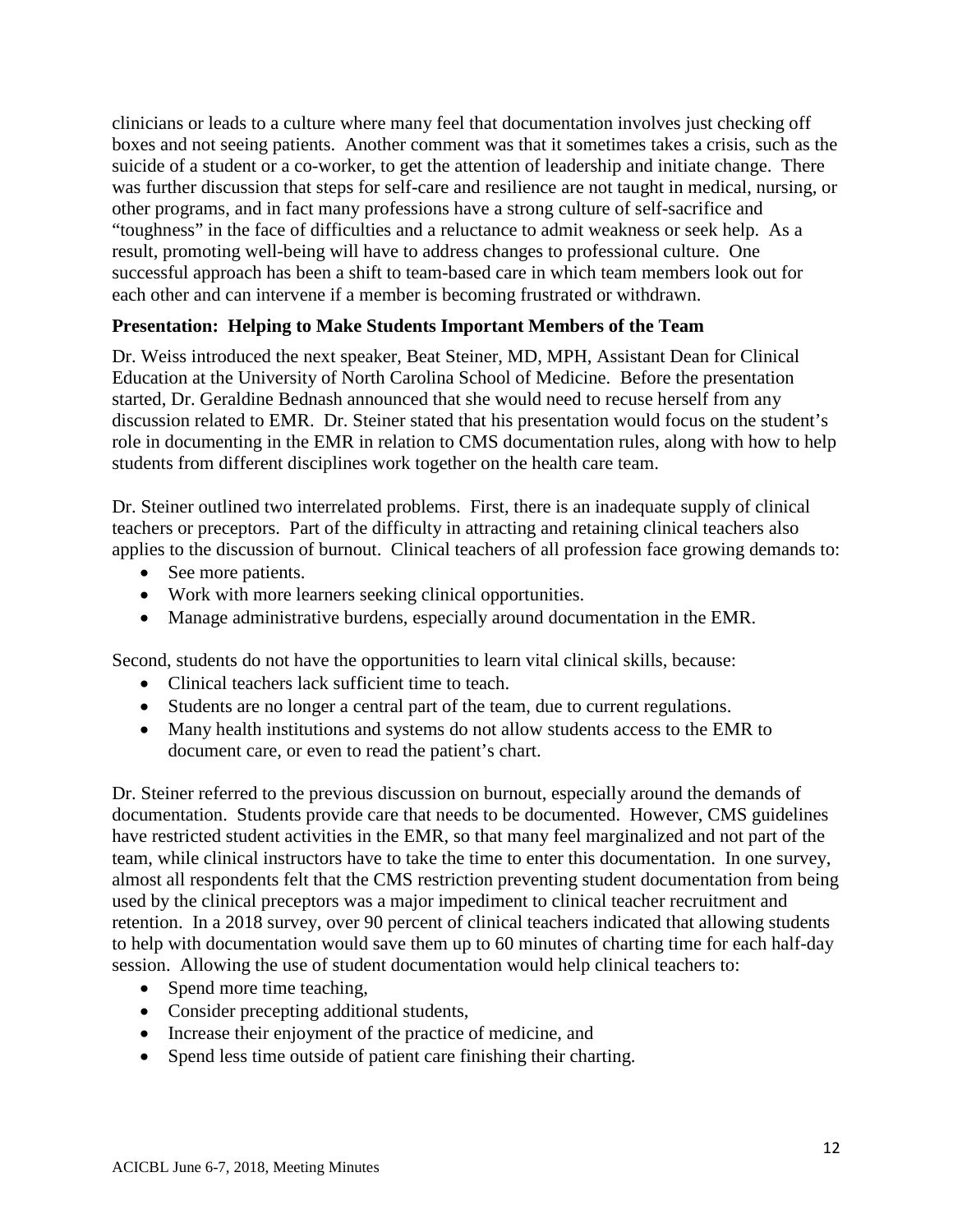clinicians or leads to a culture where many feel that documentation involves just checking off boxes and not seeing patients. Another comment was that it sometimes takes a crisis, such as the suicide of a student or a co-worker, to get the attention of leadership and initiate change. There was further discussion that steps for self-care and resilience are not taught in medical, nursing, or other programs, and in fact many professions have a strong culture of self-sacrifice and "toughness" in the face of difficulties and a reluctance to admit weakness or seek help. As a result, promoting well-being will have to address changes to professional culture. One successful approach has been a shift to team-based care in which team members look out for each other and can intervene if a member is becoming frustrated or withdrawn.

**Presentation: Helping to Make Students Important Members of the Team**

Dr. Weiss introduced the next speaker, Beat Steiner, MD, MPH, Assistant Dean for Clinical Education at the University of North Carolina School of Medicine. Before the presentation started, Dr. Geraldine Bednash announced that she would need to recuse herself from any discussion related to EMR. Dr. Steiner stated that his presentation would focus on the student's role in documenting in the EMR in relation to CMS documentation rules, along with how to help students from different disciplines work together on the health care team.

Dr. Steiner outlined two interrelated problems. First, there is an inadequate supply of clinical teachers or preceptors. Part of the difficulty in attracting and retaining clinical teachers also applies to the discussion of burnout. Clinical teachers of all profession face growing demands to:

- See more patients.
- Work with more learners seeking clinical opportunities.
- Manage administrative burdens, especially around documentation in the EMR.

Second, students do not have the opportunities to learn vital clinical skills, because:

- Clinical teachers lack sufficient time to teach.
- Students are no longer a central part of the team, due to current regulations.
- Many health institutions and systems do not allow students access to the EMR to document care, or even to read the patient's chart.

Dr. Steiner referred to the previous discussion on burnout, especially around the demands of documentation. Students provide care that needs to be documented. However, CMS guidelines have restricted student activities in the EMR, so that many feel marginalized and not part of the team, while clinical instructors have to take the time to enter this documentation. In one survey, almost all respondents felt that the CMS restriction preventing student documentation from being used by the clinical preceptors was a major impediment to clinical teacher recruitment and retention. In a 2018 survey, over 90 percent of clinical teachers indicated that allowing students to help with documentation would save them up to 60 minutes of charting time for each half-day session. Allowing the use of student documentation would help clinical teachers to:

- Spend more time teaching,
- Consider precepting additional students,
- Increase their enjoyment of the practice of medicine, and
- Spend less time outside of patient care finishing their charting.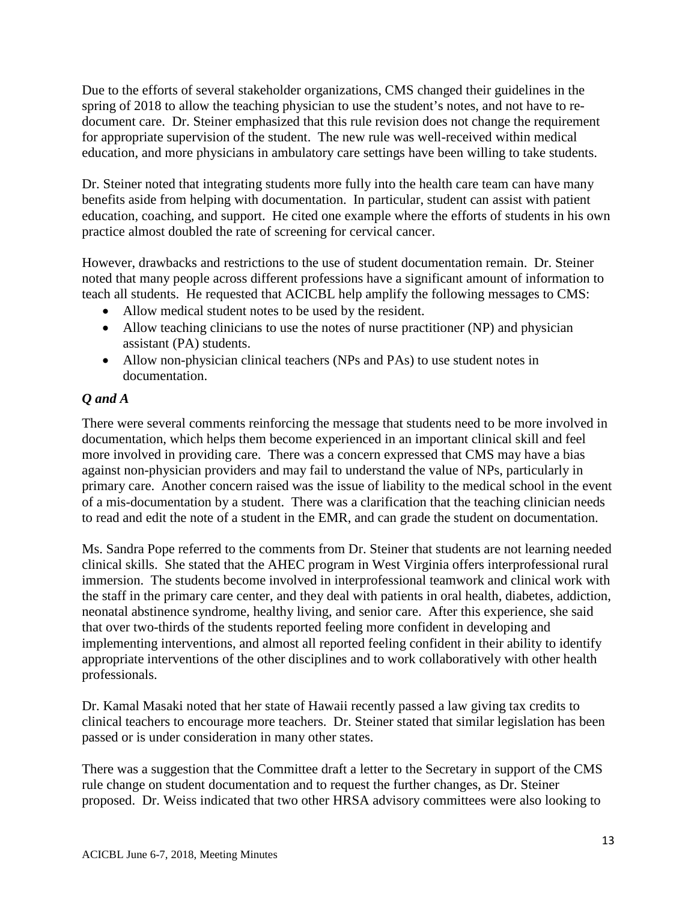Due to the efforts of several stakeholder organizations, CMS changed their guidelines in the spring of 2018 to allow the teaching physician to use the student's notes, and not have to re-document care. Dr. Steiner emphasized that this rule revision does not change the requirement for appropriate supervision of the student. The new rule was well-received within medical education, and more physicians in ambulatory care settings have been willing to take students.

Dr. Steiner noted that integrating students more fully into the health care team can have many benefits aside from helping with documentation. In particular, student can assist with patient education, coaching, and support. He cited one example where the efforts of students in his own practice almost doubled the rate of screening for cervical cancer.

However, drawbacks and restrictions to the use of student documentation remain. Dr. Steiner noted that many people across different professions have a significant amount of information to teach all students. He requested that ACICBL help amplify the following messages to CMS:

- Allow medical student notes to be used by the resident.
- Allow teaching clinicians to use the notes of nurse practitioner (NP) and physician assistant (PA) students.
- Allow non-physician clinical teachers (NPs and PAs) to use student notes in documentation.

### *Q and A*

There were several comments reinforcing the message that students need to be more involved in documentation, which helps them become experienced in an important clinical skill and feel more involved in providing care. There was a concern expressed that CMS may have a bias against non-physician providers and may fail to understand the value of NPs, particularly in primary care. Another concern raised was the issue of liability to the medical school in the event of a mis-documentation by a student. There was a clarification that the teaching clinician needs to read and edit the note of a student in the EMR, and can grade the student on documentation.

Ms. Sandra Pope referred to the comments from Dr. Steiner that students are not learning needed clinical skills. She stated that the AHEC program in West Virginia offers interprofessional rural immersion. The students become involved in interprofessional teamwork and clinical work with the staff in the primary care center, and they deal with patients in oral health, diabetes, addiction, neonatal abstinence syndrome, healthy living, and senior care. After this experience, she said that over two-thirds of the students reported feeling more confident in developing and implementing interventions, and almost all reported feeling confident in their ability to identify appropriate interventions of the other disciplines and to work collaboratively with other health professionals.

Dr. Kamal Masaki noted that her state of Hawaii recently passed a law giving tax credits to clinical teachers to encourage more teachers. Dr. Steiner stated that similar legislation has been passed or is under consideration in many other states.

There was a suggestion that the Committee draft a letter to the Secretary in support of the CMS rule change on student documentation and to request the further changes, as Dr. Steiner proposed. Dr. Weiss indicated that two other HRSA advisory committees were also looking to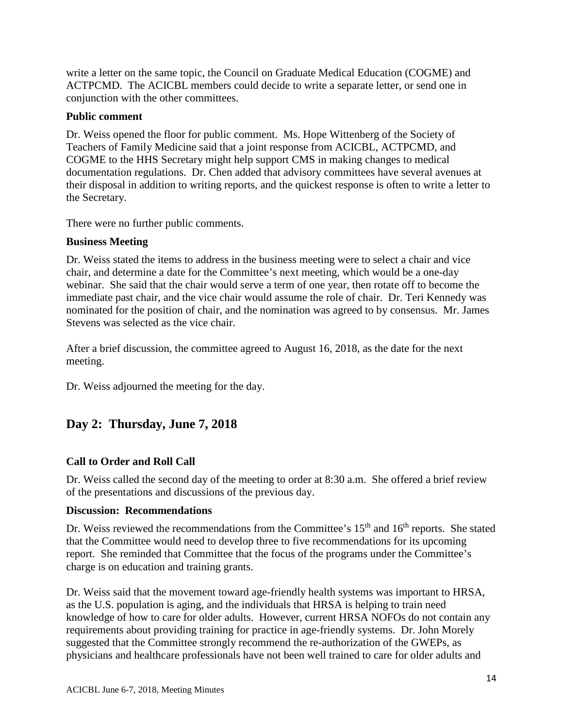write a letter on the same topic, the Council on Graduate Medical Education (COGME) and ACTPCMD. The ACICBL members could decide to write a separate letter, or send one in conjunction with the other committees.

### Public comment

Dr. Weiss opened the floor for public comment. Ms. Hope Wittenberg of the Society of Teachers of Family Medicine said that a joint response from ACICBL, ACTPCMD, and COGME to the HHS Secretary might help support CMS in making changes to medical documentation regulations. Dr. Chen added that advisory committees have several avenues at their disposal in addition to writing reports, and the quickest response is often to write a letter to the Secretary.

There were no further public comments.

### Business Meeting

Dr. Weiss stated the items to address in the business meeting were to select a chair and vice chair, and determine a date for the Committee's next meeting, which would be a one-day webinar. She said that the chair would serve a term of one year, then rotate off to become the immediate past chair, and the vice chair would assume the role of chair. Dr. Teri Kennedy was nominated for the position of chair, and the nomination was agreed to by consensus. Mr. James Stevens was selected as the vice chair.

After a brief discussion, the committee agreed to August 16, 2018, as the date for the next meeting.

Dr. Weiss adjourned the meeting for the day.

## Day 2: Thursday, June 7, 2018

### Call to Order and Roll Call

Dr. Weiss called the second day of the meeting to order at 8:30 a.m. She offered a brief review of the presentations and discussions of the previous day.

### Discussion: Recommendations

Dr. Weiss reviewed the recommendations from the Committee's 15th and 16th reports. She stated that the Committee would need to develop three to five recommendations for its upcoming report. She reminded that Committee that the focus of the programs under the Committee's charge is on education and training grants.

Dr. Weiss said that the movement toward age-friendly health systems was important to HRSA, as the U.S. population is aging, and the individuals that HRSA is helping to train need knowledge of how to care for older adults. However, current HRSA NOFOs do not contain any requirements about providing training for practice in age-friendly systems. Dr. John Morely suggested that the Committee strongly recommend the re-authorization of the GWEPs, as physicians and healthcare professionals have not been well trained to care for older adults and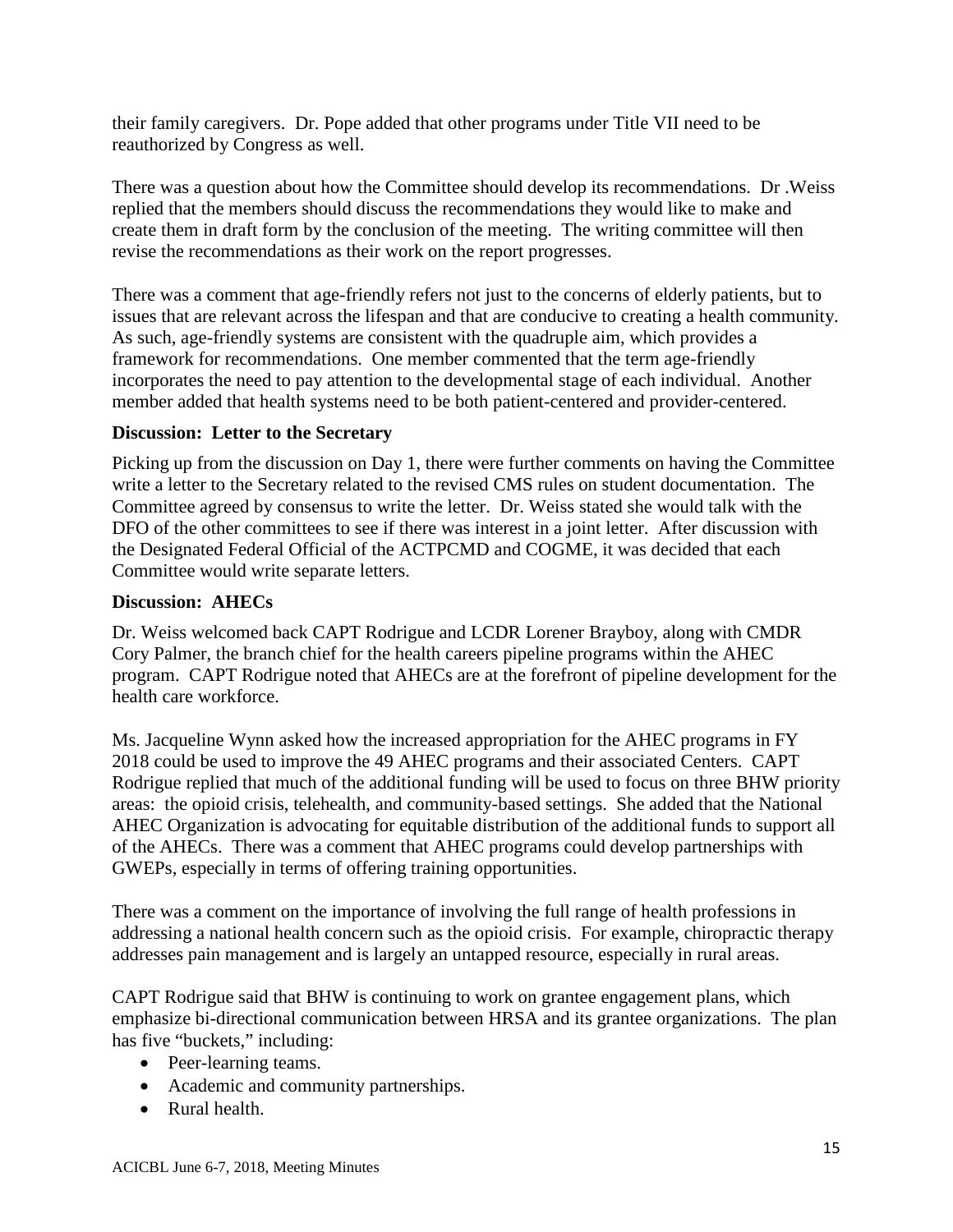their family caregivers. Dr. Pope added that other programs under Title VII need to be reauthorized by Congress as well.

There was a question about how the Committee should develop its recommendations. Dr .Weiss replied that the members should discuss the recommendations they would like to make and create them in draft form by the conclusion of the meeting. The writing committee will then revise the recommendations as their work on the report progresses.

There was a comment that age-friendly refers not just to the concerns of elderly patients, but to issues that are relevant across the lifespan and that are conducive to creating a health community. As such, age-friendly systems are consistent with the quadruple aim, which provides a framework for recommendations. One member commented that the term age-friendly incorporates the need to pay attention to the developmental stage of each individual. Another member added that health systems need to be both patient-centered and provider-centered.

**Discussion: Letter to the Secretary**

Picking up from the discussion on Day 1, there were further comments on having the Committee write a letter to the Secretary related to the revised CMS rules on student documentation. The Committee agreed by consensus to write the letter. Dr. Weiss stated she would talk with the DFO of the other committees to see if there was interest in a joint letter. After discussion with the Designated Federal Official of the ACTPCMD and COGME, it was decided that each Committee would write separate letters.

**Discussion: AHECs**

Dr. Weiss welcomed back CAPT Rodrigue and LCDR Lorener Brayboy, along with CMDR Cory Palmer, the branch chief for the health careers pipeline programs within the AHEC program. CAPT Rodrigue noted that AHECs are at the forefront of pipeline development for the health care workforce.

Ms. Jacqueline Wynn asked how the increased appropriation for the AHEC programs in FY 2018 could be used to improve the 49 AHEC programs and their associated Centers. CAPT Rodrigue replied that much of the additional funding will be used to focus on three BHW priority areas: the opioid crisis, telehealth, and community-based settings. She added that the National AHEC Organization is advocating for equitable distribution of the additional funds to support all of the AHECs. There was a comment that AHEC programs could develop partnerships with GWEPs, especially in terms of offering training opportunities.

There was a comment on the importance of involving the full range of health professions in addressing a national health concern such as the opioid crisis. For example, chiropractic therapy addresses pain management and is largely an untapped resource, especially in rural areas.

CAPT Rodrigue said that BHW is continuing to work on grantee engagement plans, which emphasize bi-directional communication between HRSA and its grantee organizations. The plan has five "buckets," including:

- Peer-learning teams.
- Academic and community partnerships.
- Rural health.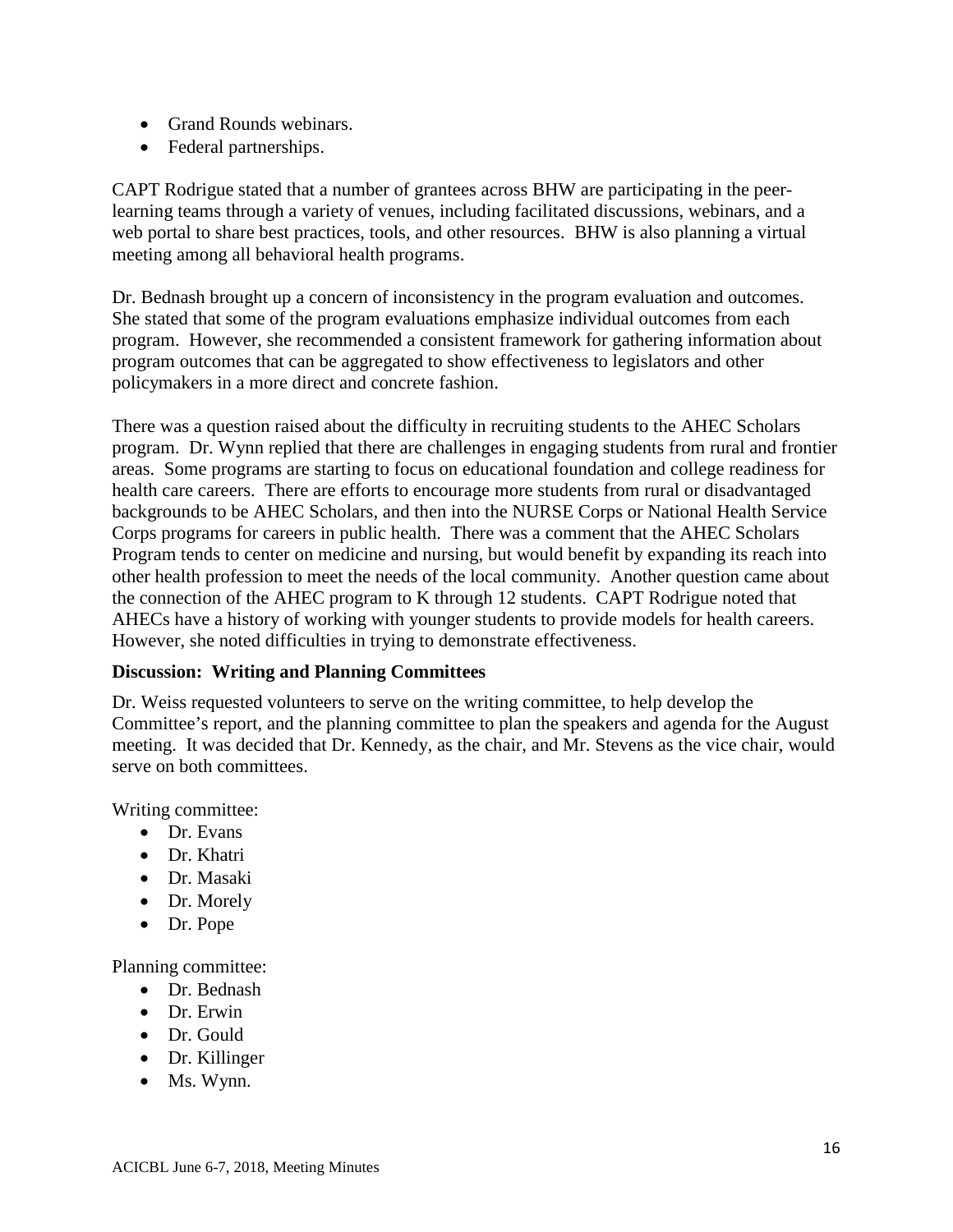- Grand Rounds webinars.
- Federal partnerships.

CAPT Rodrigue stated that a number of grantees across BHW are participating in the peer-learning teams through a variety of venues, including facilitated discussions, webinars, and a web portal to share best practices, tools, and other resources. BHW is also planning a virtual meeting among all behavioral health programs.

Dr. Bednash brought up a concern of inconsistency in the program evaluation and outcomes. She stated that some of the program evaluations emphasize individual outcomes from each program. However, she recommended a consistent framework for gathering information about program outcomes that can be aggregated to show effectiveness to legislators and other policymakers in a more direct and concrete fashion.

There was a question raised about the difficulty in recruiting students to the AHEC Scholars program. Dr. Wynn replied that there are challenges in engaging students from rural and frontier areas. Some programs are starting to focus on educational foundation and college readiness for health care careers. There are efforts to encourage more students from rural or disadvantaged backgrounds to be AHEC Scholars, and then into the NURSE Corps or National Health Service Corps programs for careers in public health. There was a comment that the AHEC Scholars Program tends to center on medicine and nursing, but would benefit by expanding its reach into other health profession to meet the needs of the local community. Another question came about the connection of the AHEC program to K through 12 students. CAPT Rodrigue noted that AHECs have a history of working with younger students to provide models for health careers. However, she noted difficulties in trying to demonstrate effectiveness.

**Discussion: Writing and Planning Committees**

Dr. Weiss requested volunteers to serve on the writing committee, to help develop the Committee's report, and the planning committee to plan the speakers and agenda for the August meeting. It was decided that Dr. Kennedy, as the chair, and Mr. Stevens as the vice chair, would serve on both committees.

Writing committee:

- Dr. Evans
- Dr. Khatri
- Dr. Masaki
- Dr. Morely
- Dr. Pope

Planning committee:

- Dr. Bednash
- Dr. Erwin
- Dr. Gould
- Dr. Killinger
- Ms. Wynn.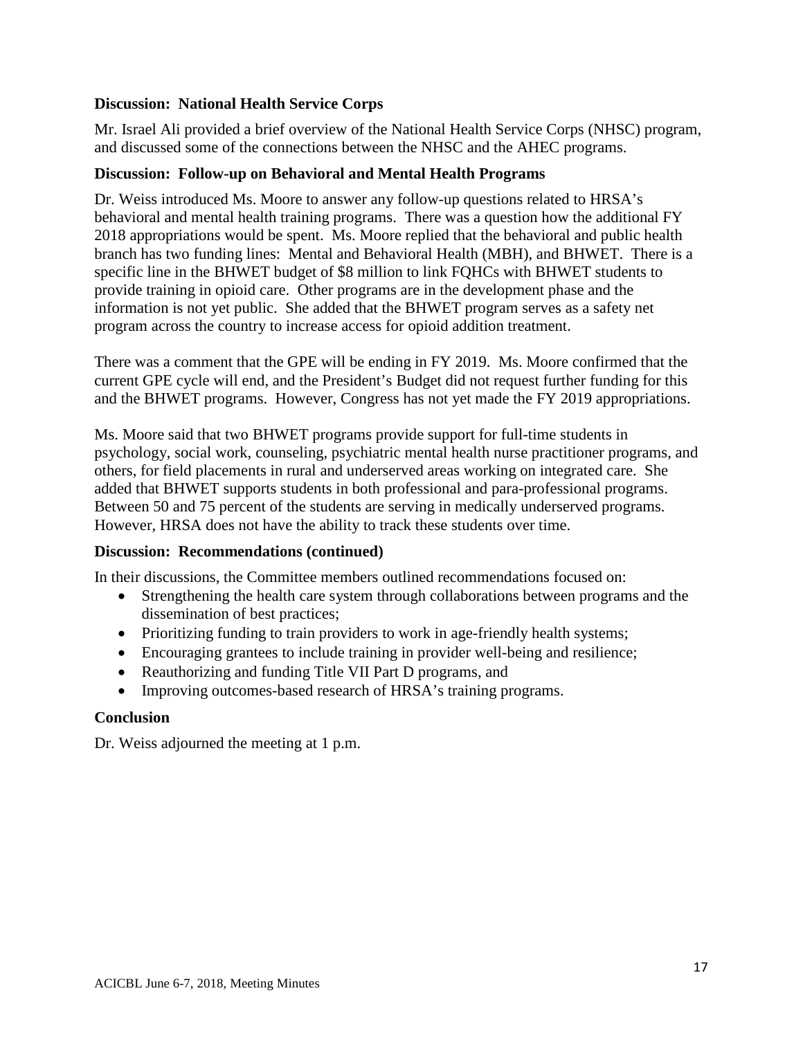**Discussion: National Health Service Corps**

Mr. Israel Ali provided a brief overview of the National Health Service Corps (NHSC) program, and discussed some of the connections between the NHSC and the AHEC programs.

**Discussion: Follow-up on Behavioral and Mental Health Programs**

Dr. Weiss introduced Ms. Moore to answer any follow-up questions related to HRSA's behavioral and mental health training programs. There was a question how the additional FY 2018 appropriations would be spent. Ms. Moore replied that the behavioral and public health branch has two funding lines: Mental and Behavioral Health (MBH), and BHWET. There is a specific line in the BHWET budget of $8 million to link FQHCs with BHWET students to provide training in opioid care. Other programs are in the development phase and the information is not yet public. She added that the BHWET program serves as a safety net program across the country to increase access for opioid addition treatment.

There was a comment that the GPE will be ending in FY 2019. Ms. Moore confirmed that the current GPE cycle will end, and the President's Budget did not request further funding for this and the BHWET programs. However, Congress has not yet made the FY 2019 appropriations.

Ms. Moore said that two BHWET programs provide support for full-time students in psychology, social work, counseling, psychiatric mental health nurse practitioner programs, and others, for field placements in rural and underserved areas working on integrated care. She added that BHWET supports students in both professional and para-professional programs. Between 50 and 75 percent of the students are serving in medically underserved programs. However, HRSA does not have the ability to track these students over time.

**Discussion: Recommendations (continued)**

In their discussions, the Committee members outlined recommendations focused on:

- Strengthening the health care system through collaborations between programs and the dissemination of best practices;
- Prioritizing funding to train providers to work in age-friendly health systems;
- Encouraging grantees to include training in provider well-being and resilience;
- Reauthorizing and funding Title VII Part D programs, and
- Improving outcomes-based research of HRSA's training programs.

**Conclusion**

Dr. Weiss adjourned the meeting at 1 p.m.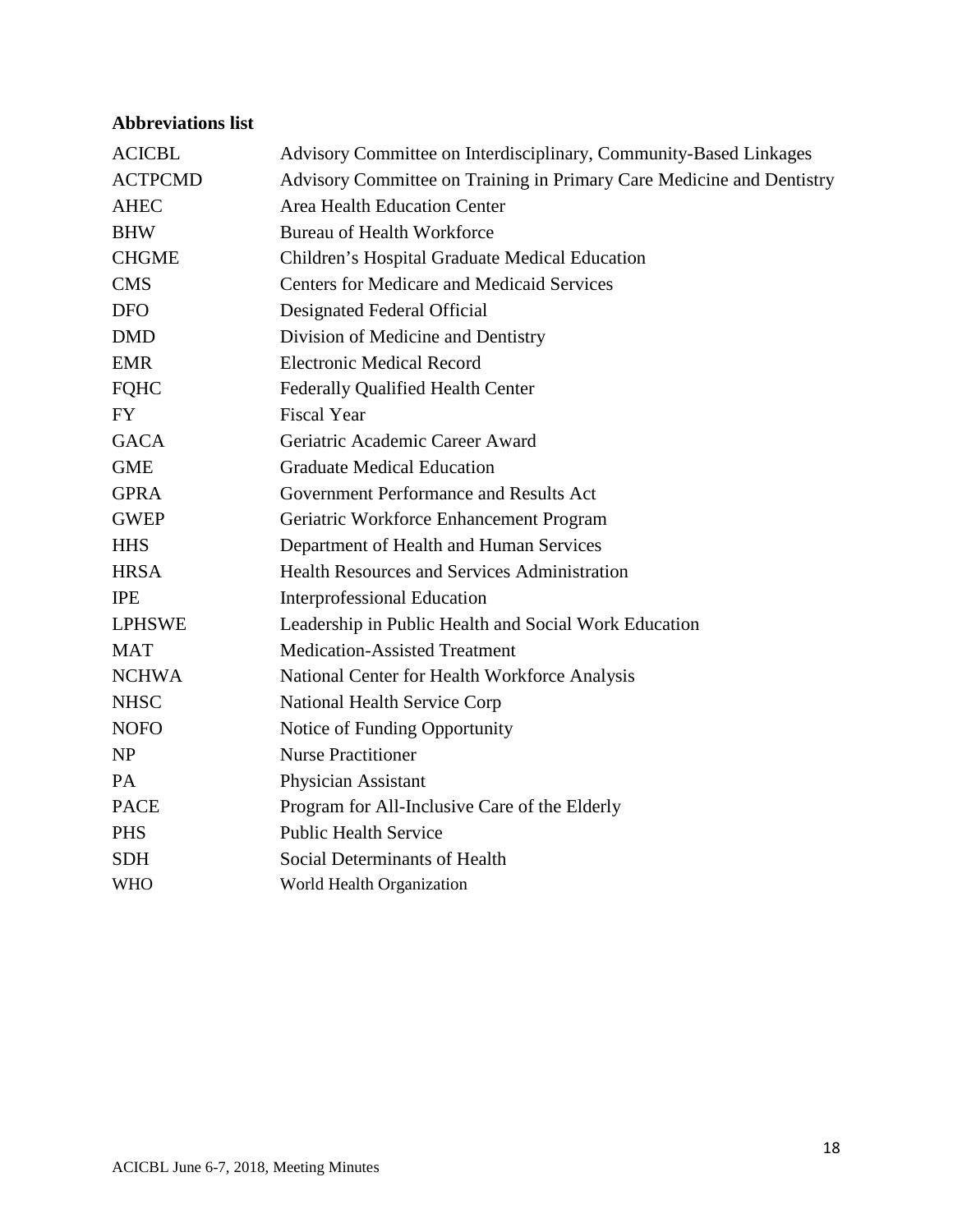**Abbreviations list**

| | |
|---|---|
| ACICBL | Advisory Committee on Interdisciplinary, Community-Based Linkages |
| ACTPCMD | Advisory Committee on Training in Primary Care Medicine and Dentistry |
| AHEC | Area Health Education Center |
| BHW | Bureau of Health Workforce |
| CHGME | Children's Hospital Graduate Medical Education |
| CMS | Centers for Medicare and Medicaid Services |
| DFO | Designated Federal Official |
| DMD | Division of Medicine and Dentistry |
| EMR | Electronic Medical Record |
| FQHC | Federally Qualified Health Center |
| FY | Fiscal Year |
| GACA | Geriatric Academic Career Award |
| GME | Graduate Medical Education |
| GPRA | Government Performance and Results Act |
| GWEP | Geriatric Workforce Enhancement Program |
| HHS | Department of Health and Human Services |
| HRSA | Health Resources and Services Administration |
| IPE | Interprofessional Education |
| LPHSWE | Leadership in Public Health and Social Work Education |
| MAT | Medication-Assisted Treatment |
| NCHWA | National Center for Health Workforce Analysis |
| NHSC | National Health Service Corp |
| NOFO | Notice of Funding Opportunity |
| NP | Nurse Practitioner |
| PA | Physician Assistant |
| PACE | Program for All-Inclusive Care of the Elderly |
| PHS | Public Health Service |
| SDH | Social Determinants of Health |
| WHO | World Health Organization |